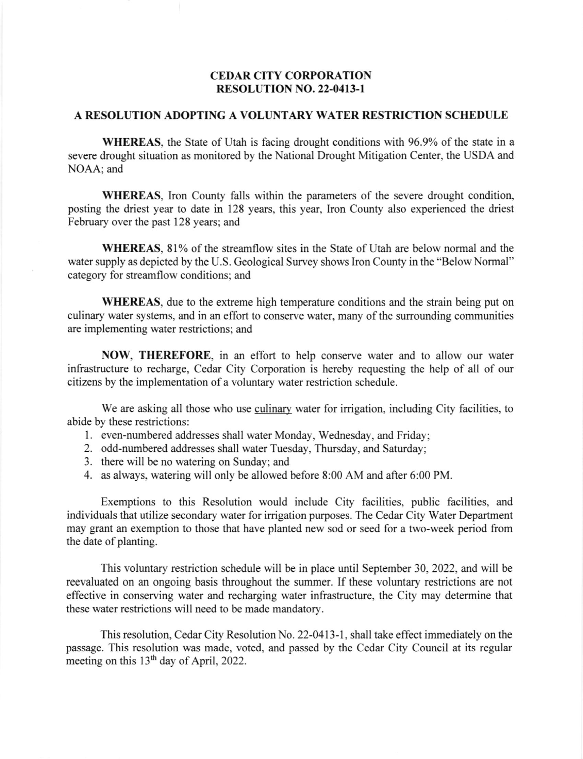# CEDAR CITY CORPORATION
# RESOLUTION NO. 22-0413-1

## A RESOLUTION ADOPTING A VOLUNTARY WATER RESTRICTION SCHEDULE

**WHEREAS**, the State of Utah is facing drought conditions with 96.9% of the state in a severe drought situation as monitored by the National Drought Mitigation Center, the USDA and NOAA; and

**WHEREAS**, Iron County falls within the parameters of the severe drought condition, posting the driest year to date in 128 years, this year, Iron County also experienced the driest February over the past 128 years; and

**WHEREAS**, 81% of the streamflow sites in the State of Utah are below normal and the water supply as depicted by the U.S. Geological Survey shows Iron County in the "Below Normal" category for streamflow conditions; and

**WHEREAS**, due to the extreme high temperature conditions and the strain being put on culinary water systems, and in an effort to conserve water, many of the surrounding communities are implementing water restrictions; and

**NOW, THEREFORE**, in an effort to help conserve water and to allow our water infrastructure to recharge, Cedar City Corporation is hereby requesting the help of all of our citizens by the implementation of a voluntary water restriction schedule.

We are asking all those who use <u>culinary</u> water for irrigation, including City facilities, to abide by these restrictions:

1. even-numbered addresses shall water Monday, Wednesday, and Friday;
2. odd-numbered addresses shall water Tuesday, Thursday, and Saturday;
3. there will be no watering on Sunday; and
4. as always, watering will only be allowed before 8:00 AM and after 6:00 PM.

Exemptions to this Resolution would include City facilities, public facilities, and individuals that utilize secondary water for irrigation purposes. The Cedar City Water Department may grant an exemption to those that have planted new sod or seed for a two-week period from the date of planting.

This voluntary restriction schedule will be in place until September 30, 2022, and will be reevaluated on an ongoing basis throughout the summer. If these voluntary restrictions are not effective in conserving water and recharging water infrastructure, the City may determine that these water restrictions will need to be made mandatory.

This resolution, Cedar City Resolution No. 22-0413-1, shall take effect immediately on the passage. This resolution was made, voted, and passed by the Cedar City Council at its regular meeting on this 13th day of April, 2022.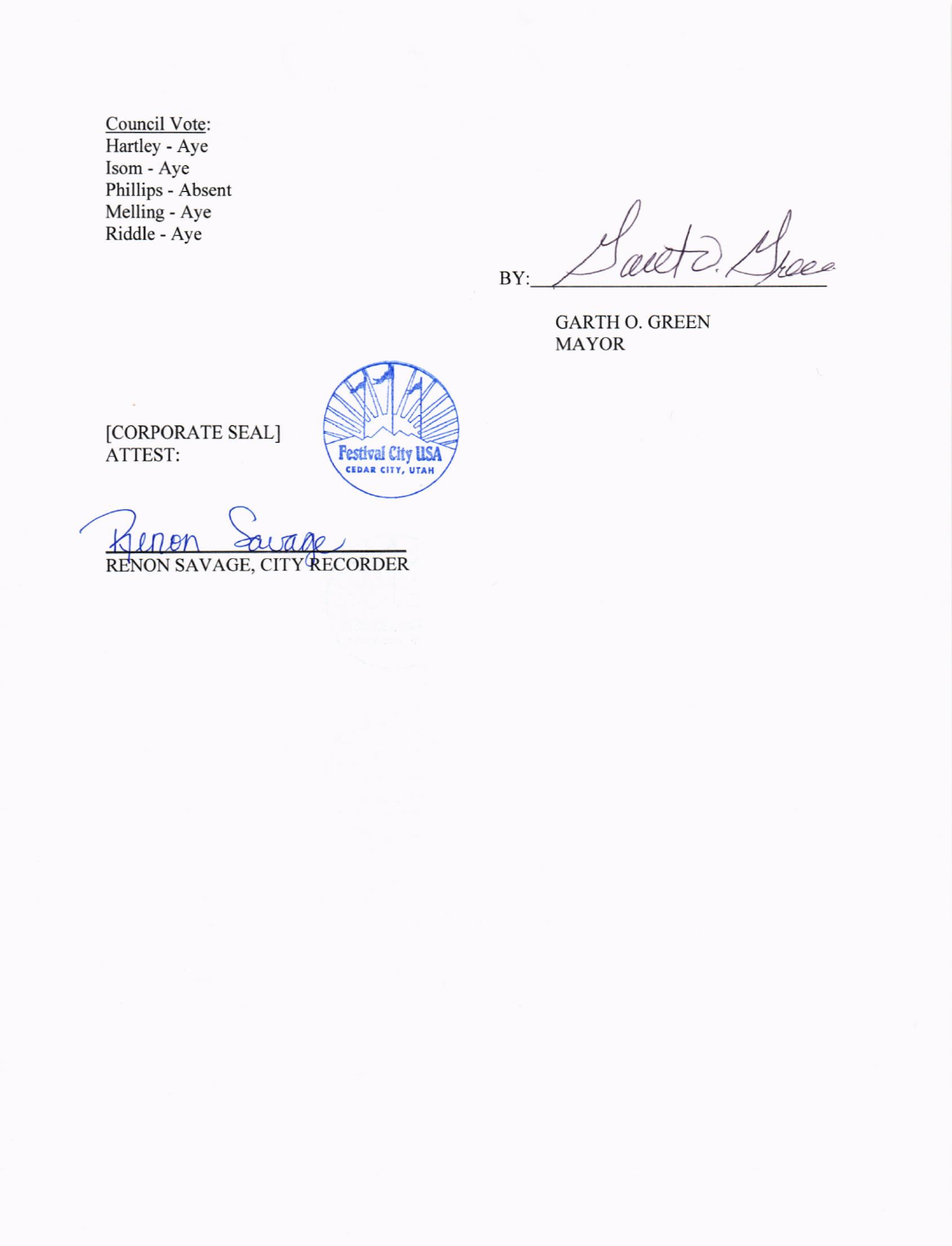<u>Council Vote</u>:
Hartley - Aye
Isom - Aye
Phillips - Absent
Melling - Aye
Riddle - Aye

BY: ______________________

GARTH O. GREEN
MAYOR

[CORPORATE SEAL]
ATTEST:

Festival City USA
CEDAR CITY, UTAH

______________________
RENON SAVAGE, CITY RECORDER